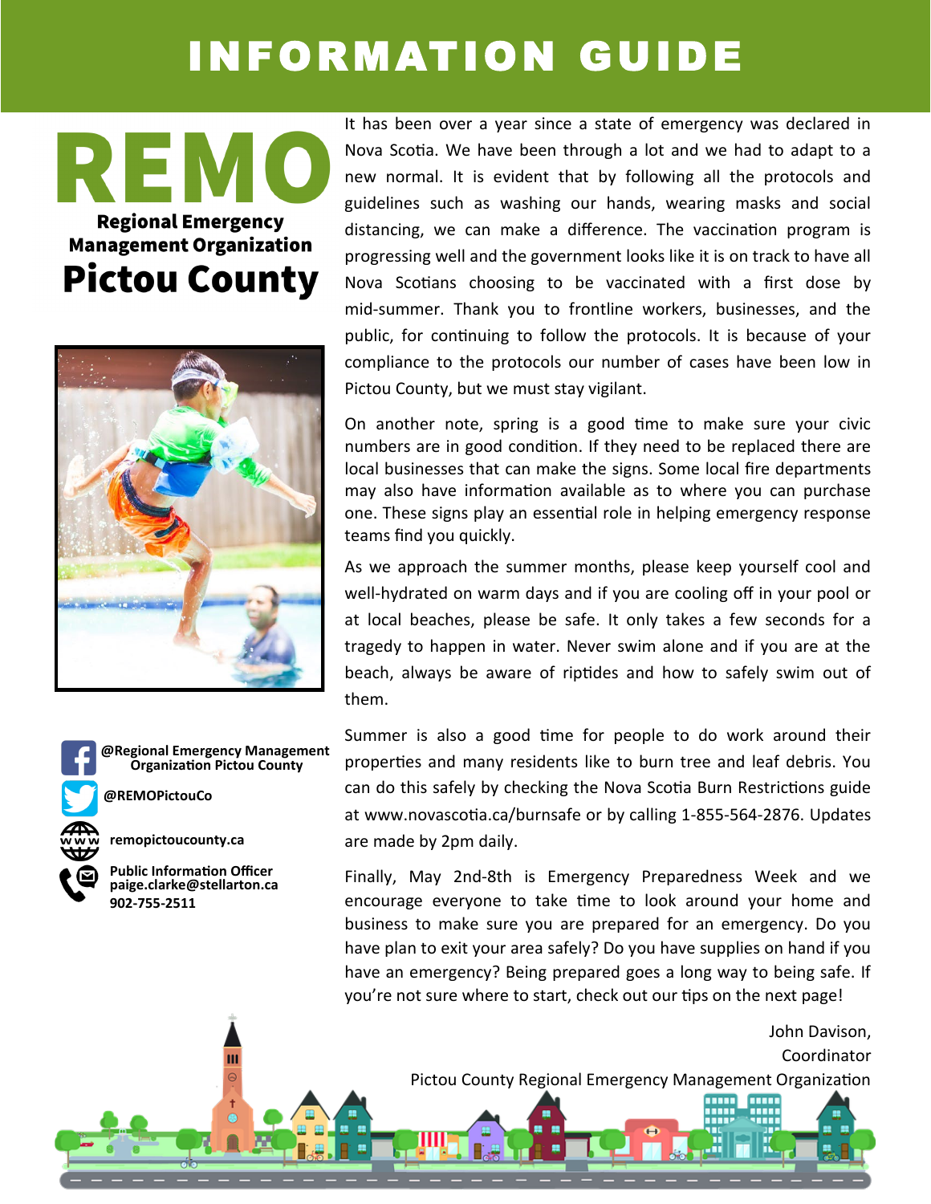# INFORMATION GUIDE

# REMO

**Regional Emergency Management Organization**

## Pictou County

It has been over a year since a state of emergency was declared in Nova Scotia. We have been through a lot and we had to adapt to a new normal. It is evident that by following all the protocols and guidelines such as washing our hands, wearing masks and social distancing, we can make a difference. The vaccination program is progressing well and the government looks like it is on track to have all Nova Scotians choosing to be vaccinated with a first dose by mid-summer. Thank you to frontline workers, businesses, and the public, for continuing to follow the protocols. It is because of your compliance to the protocols our number of cases have been low in Pictou County, but we must stay vigilant.

On another note, spring is a good time to make sure your civic numbers are in good condition. If they need to be replaced there are local businesses that can make the signs. Some local fire departments may also have information available as to where you can purchase one. These signs play an essential role in helping emergency response teams find you quickly.

As we approach the summer months, please keep yourself cool and well-hydrated on warm days and if you are cooling off in your pool or at local beaches, please be safe. It only takes a few seconds for a tragedy to happen in water. Never swim alone and if you are at the beach, always be aware of riptides and how to safely swim out of them.

Summer is also a good time for people to do work around their properties and many residents like to burn tree and leaf debris. You can do this safely by checking the Nova Scotia Burn Restrictions guide at www.novascotia.ca/burnsafe or by calling 1-855-564-2876. Updates are made by 2pm daily.

Finally, May 2nd-8th is Emergency Preparedness Week and we encourage everyone to take time to look around your home and business to make sure you are prepared for an emergency. Do you have plan to exit your area safely? Do you have supplies on hand if you have an emergency? Being prepared goes a long way to being safe. If you're not sure where to start, check out our tips on the next page!

John Davison,
Coordinator
Pictou County Regional Emergency Management Organization

**@Regional Emergency Management Organization Pictou County**

**@REMOPictouCo**

**remopictoucounty.ca**

**Public Information Officer**
**paige.clarke@stellarton.ca**
**902-755-2511**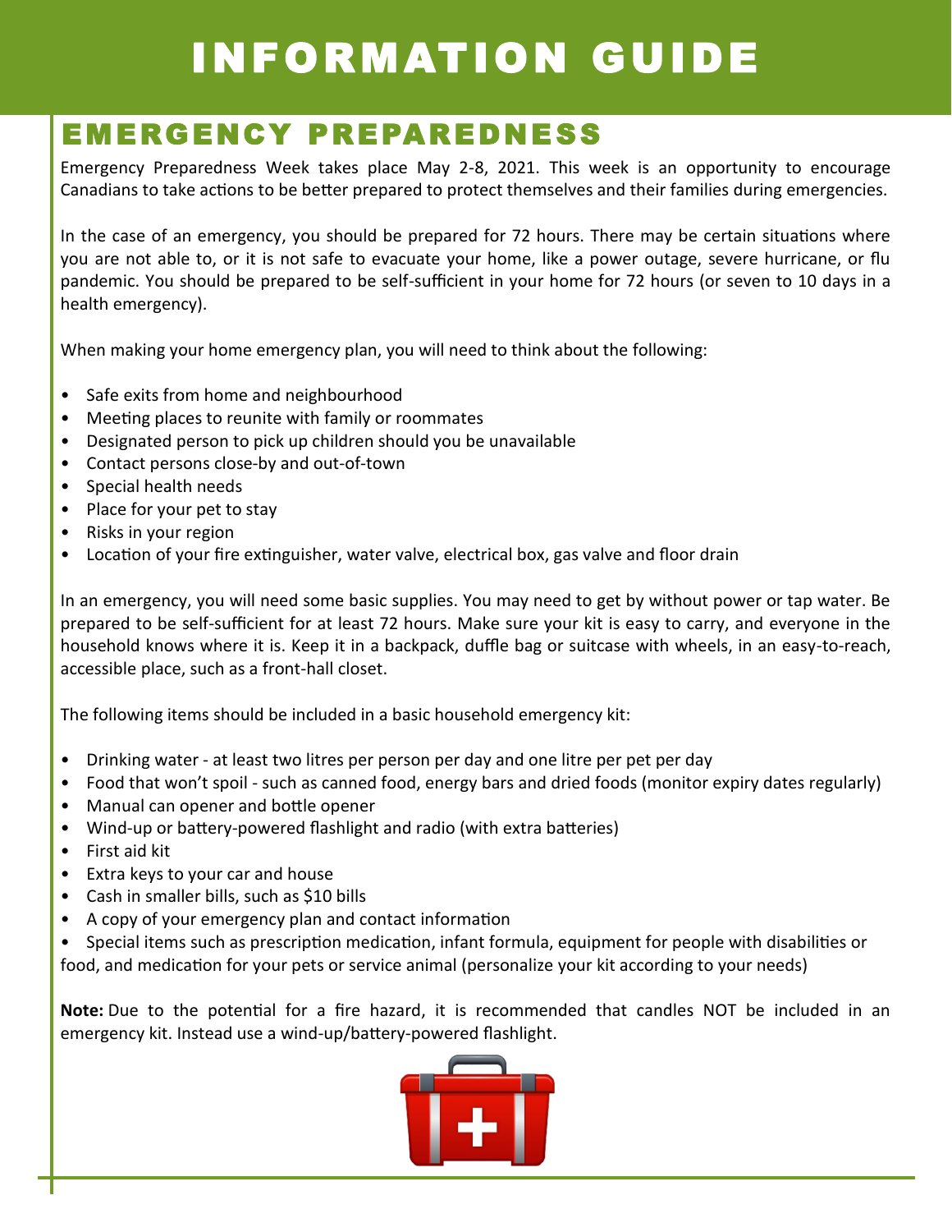# INFORMATION GUIDE

## EMERGENCY PREPAREDNESS

Emergency Preparedness Week takes place May 2-8, 2021. This week is an opportunity to encourage Canadians to take actions to be better prepared to protect themselves and their families during emergencies.

In the case of an emergency, you should be prepared for 72 hours. There may be certain situations where you are not able to, or it is not safe to evacuate your home, like a power outage, severe hurricane, or flu pandemic. You should be prepared to be self-sufficient in your home for 72 hours (or seven to 10 days in a health emergency).

When making your home emergency plan, you will need to think about the following:

- Safe exits from home and neighbourhood
- Meeting places to reunite with family or roommates
- Designated person to pick up children should you be unavailable
- Contact persons close-by and out-of-town
- Special health needs
- Place for your pet to stay
- Risks in your region
- Location of your fire extinguisher, water valve, electrical box, gas valve and floor drain

In an emergency, you will need some basic supplies. You may need to get by without power or tap water. Be prepared to be self-sufficient for at least 72 hours. Make sure your kit is easy to carry, and everyone in the household knows where it is. Keep it in a backpack, duffle bag or suitcase with wheels, in an easy-to-reach, accessible place, such as a front-hall closet.

The following items should be included in a basic household emergency kit:

- Drinking water - at least two litres per person per day and one litre per pet per day
- Food that won't spoil - such as canned food, energy bars and dried foods (monitor expiry dates regularly)
- Manual can opener and bottle opener
- Wind-up or battery-powered flashlight and radio (with extra batteries)
- First aid kit
- Extra keys to your car and house
- Cash in smaller bills, such as $10 bills
- A copy of your emergency plan and contact information
- Special items such as prescription medication, infant formula, equipment for people with disabilities or food, and medication for your pets or service animal (personalize your kit according to your needs)

**Note:** Due to the potential for a fire hazard, it is recommended that candles NOT be included in an emergency kit. Instead use a wind-up/battery-powered flashlight.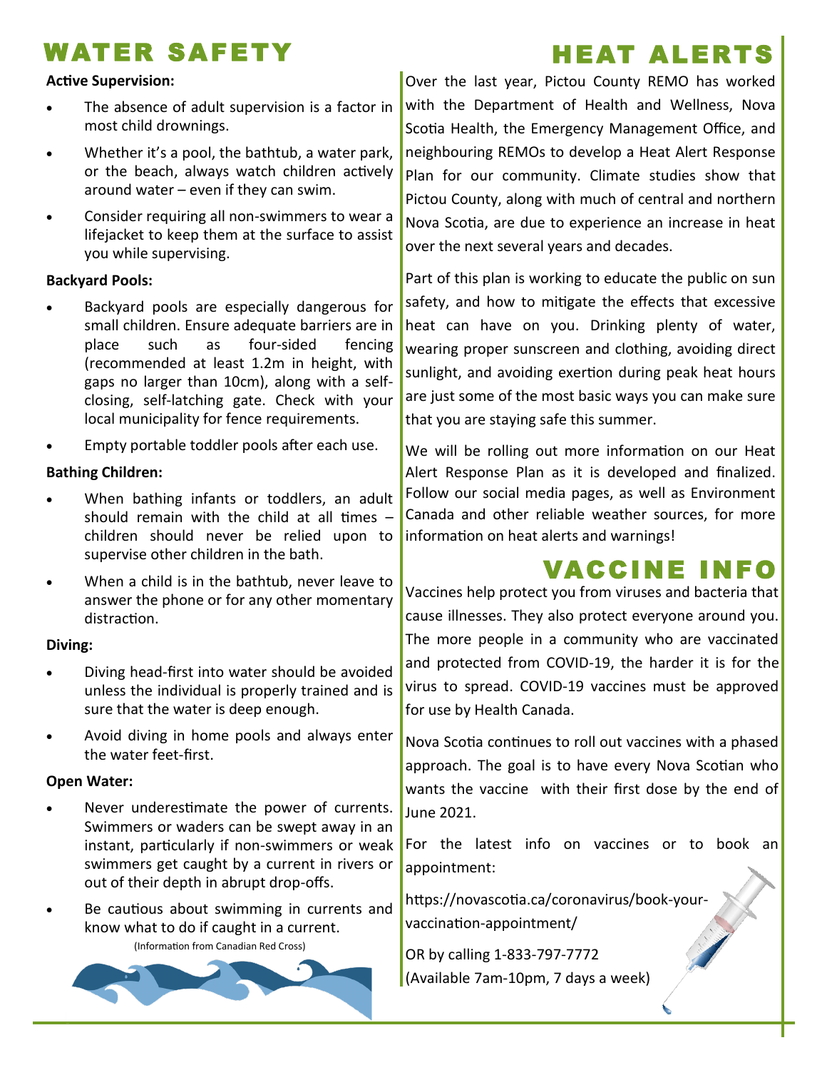# WATER SAFETY

**Active Supervision:**

- The absence of adult supervision is a factor in most child drownings.
- Whether it's a pool, the bathtub, a water park, or the beach, always watch children actively around water – even if they can swim.
- Consider requiring all non-swimmers to wear a lifejacket to keep them at the surface to assist you while supervising.

**Backyard Pools:**

- Backyard pools are especially dangerous for small children. Ensure adequate barriers are in place such as four-sided fencing (recommended at least 1.2m in height, with gaps no larger than 10cm), along with a self-closing, self-latching gate. Check with your local municipality for fence requirements.
- Empty portable toddler pools after each use.

**Bathing Children:**

- When bathing infants or toddlers, an adult should remain with the child at all times – children should never be relied upon to supervise other children in the bath.
- When a child is in the bathtub, never leave to answer the phone or for any other momentary distraction.

**Diving:**

- Diving head-first into water should be avoided unless the individual is properly trained and is sure that the water is deep enough.
- Avoid diving in home pools and always enter the water feet-first.

**Open Water:**

- Never underestimate the power of currents. Swimmers or waders can be swept away in an instant, particularly if non-swimmers or weak swimmers get caught by a current in rivers or out of their depth in abrupt drop-offs.
- Be cautious about swimming in currents and know what to do if caught in a current.

(Information from Canadian Red Cross)

# HEAT ALERTS

Over the last year, Pictou County REMO has worked with the Department of Health and Wellness, Nova Scotia Health, the Emergency Management Office, and neighbouring REMOs to develop a Heat Alert Response Plan for our community. Climate studies show that Pictou County, along with much of central and northern Nova Scotia, are due to experience an increase in heat over the next several years and decades.

Part of this plan is working to educate the public on sun safety, and how to mitigate the effects that excessive heat can have on you. Drinking plenty of water, wearing proper sunscreen and clothing, avoiding direct sunlight, and avoiding exertion during peak heat hours are just some of the most basic ways you can make sure that you are staying safe this summer.

We will be rolling out more information on our Heat Alert Response Plan as it is developed and finalized. Follow our social media pages, as well as Environment Canada and other reliable weather sources, for more information on heat alerts and warnings!

# VACCINE INFO

Vaccines help protect you from viruses and bacteria that cause illnesses. They also protect everyone around you. The more people in a community who are vaccinated and protected from COVID-19, the harder it is for the virus to spread. COVID-19 vaccines must be approved for use by Health Canada.

Nova Scotia continues to roll out vaccines with a phased approach. The goal is to have every Nova Scotian who wants the vaccine with their first dose by the end of June 2021.

For the latest info on vaccines or to book an appointment:

https://novascotia.ca/coronavirus/book-your-vaccination-appointment/

OR by calling 1-833-797-7772
(Available 7am-10pm, 7 days a week)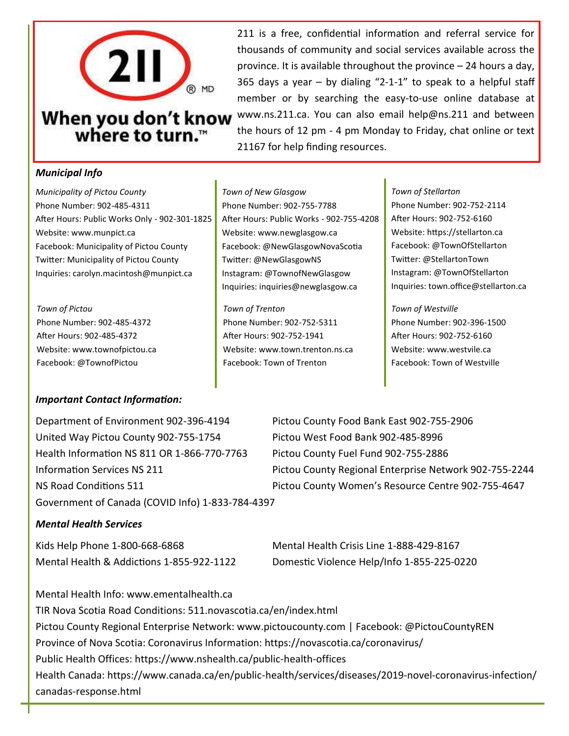211 is a free, confidential information and referral service for thousands of community and social services available across the province. It is available throughout the province – 24 hours a day, 365 days a year – by dialing "2-1-1" to speak to a helpful staff member or by searching the easy-to-use online database at www.ns.211.ca. You can also email help@ns.211 and between the hours of 12 pm - 4 pm Monday to Friday, chat online or text 21167 for help finding resources.

***Municipal Info***

*Municipality of Pictou County*
Phone Number: 902-485-4311
After Hours: Public Works Only - 902-301-1825
Website: www.munpict.ca
Facebook: Municipality of Pictou County
Twitter: Municipality of Pictou County
Inquiries: carolyn.macintosh@munpict.ca

*Town of Pictou*
Phone Number: 902-485-4372
After Hours: 902-485-4372
Website: www.townofpictou.ca
Facebook: @TownofPictou

*Town of New Glasgow*
Phone Number: 902-755-7788
After Hours: Public Works - 902-755-4208
Website: www.newglasgow.ca
Facebook: @NewGlasgowNovaScotia
Twitter: @NewGlasgowNS
Instagram: @TownofNewGlasgow
Inquiries: inquiries@newglasgow.ca

*Town of Trenton*
Phone Number: 902-752-5311
After Hours: 902-752-1941
Website: www.town.trenton.ns.ca
Facebook: Town of Trenton

*Town of Stellarton*
Phone Number: 902-752-2114
After Hours: 902-752-6160
Website: https://stellarton.ca
Facebook: @TownOfStellarton
Twitter: @StellartonTown
Instagram: @TownOfStellarton
Inquiries: town.office@stellarton.ca

*Town of Westville*
Phone Number: 902-396-1500
After Hours: 902-752-6160
Website: www.westvile.ca
Facebook: Town of Westville

***Important Contact Information:***

Department of Environment 902-396-4194
United Way Pictou County 902-755-1754
Health Information NS 811 OR 1-866-770-7763
Information Services NS 211
NS Road Conditions 511
Government of Canada (COVID Info) 1-833-784-4397
Pictou County Food Bank East 902-755-2906
Pictou West Food Bank 902-485-8996
Pictou County Fuel Fund 902-755-2886
Pictou County Regional Enterprise Network 902-755-2244
Pictou County Women's Resource Centre 902-755-4647

***Mental Health Services***

Kids Help Phone 1-800-668-6868
Mental Health & Addictions 1-855-922-1122
Mental Health Crisis Line 1-888-429-8167
Domestic Violence Help/Info 1-855-225-0220

Mental Health Info: www.ementalhealth.ca
TIR Nova Scotia Road Conditions: 511.novascotia.ca/en/index.html
Pictou County Regional Enterprise Network: www.pictoucounty.com | Facebook: @PictouCountyREN
Province of Nova Scotia: Coronavirus Information: https://novascotia.ca/coronavirus/
Public Health Offices: https://www.nshealth.ca/public-health-offices
Health Canada: https://www.canada.ca/en/public-health/services/diseases/2019-novel-coronavirus-infection/canadas-response.html